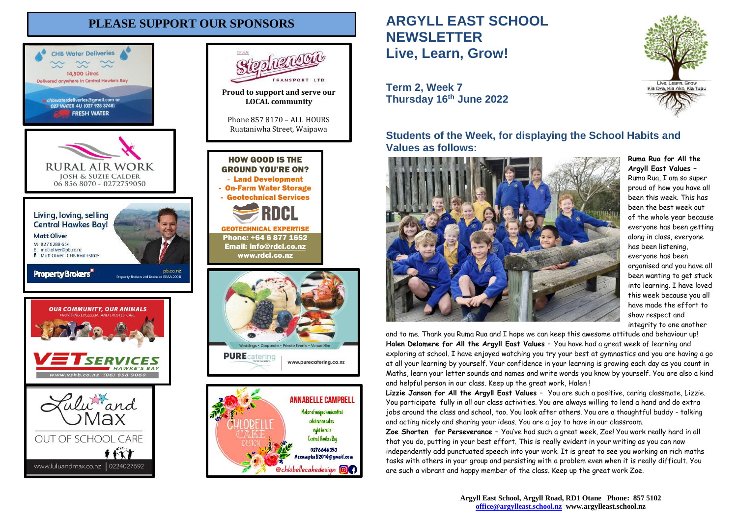# PLEASE SUPPORT OUR SPONSORS

**CHB Water Deliveries**
14,500 Litres
Delivered anywhere in Central Hawke's Bay
chbwaterdeliveries@gmail.com or 027 WATER 4U (027 928 3748)
FRESH WATER

**RURAL AIR WORK**
JOSH & SUZIE CALDER
06 856 8070 - 0272759050

Living, loving, selling Central Hawkes Bay!
Matt Oliver
M 027 6288 654
E mattoliver@pb.co.nz
Matt Oliver - CHB Real Estate
Property Brokers
pb.co.nz
Property Brokers Ltd Licensed REAA 2008

OUR COMMUNITY, OUR ANIMALS
PROVIDING EXCELLENT AND TRUSTED CARE
VETSERVICES HAWKE'S BAY
www.vshb.co.nz (06) 858 9060

Lulu and Max
OUT OF SCHOOL CARE
www.luluandmax.co.nz | 0224027692

**Stephenson TRANSPORT LTD**
Proud to support and serve our LOCAL community
Phone 857 8170 – ALL HOURS
Ruataniwha Street, Waipawa

**HOW GOOD IS THE GROUND YOU'RE ON?**
- Land Development
- On-Farm Water Storage
- Geotechnical Services

RDCL
GEOTECHNICAL EXPERTISE
Phone: +64 6 877 1652
Email: info@rdcl.co.nz
www.rdcl.co.nz

Weddings • Corporate • Private Events • Venue Hire
PURE catering
www.purecatering.co.nz

CHLOBELLE CAKE DESIGN
ANNABELLE CAMPBELL
Maker of unique handcrafted celebration cakes right here in Central Hawkes Bay
0276646353
Aecampbell2014@gmail.com
@chlobellecakedesign

# ARGYLL EAST SCHOOL NEWSLETTER
# Live, Learn, Grow!

Live, Learn, Grow
Kia Ora, Kia Ako, Kia Tupu

### Term 2, Week 7
### Thursday 16th June 2022

## Students of the Week, for displaying the School Habits and Values as follows:

**Ruma Rua for All the Argyll East Values** – Ruma Rua, I am so super proud of how you have all been this week. This has been the best week out of the whole year because everyone has been getting along in class, everyone has been listening, everyone has been organised and you have all been wanting to get stuck into learning. I have loved this week because you all have made the effort to show respect and integrity to one another and to me. Thank you Ruma Rua and I hope we can keep this awesome attitude and behaviour up!

**Halen Delamere for All the Argyll East Values** – You have had a great week of learning and exploring at school. I have enjoyed watching you try your best at gymnastics and you are having a go at all your learning by yourself. Your confidence in your learning is growing each day as you count in Maths, learn your letter sounds and names and write words you know by yourself. You are also a kind and helpful person in our class. Keep up the great work, Halen !

**Lizzie Janson for All the Argyll East Values** – You are such a positive, caring classmate, Lizzie. You participate fully in all our class activities. You are always willing to lend a hand and do extra jobs around the class and school, too. You look after others. You are a thoughtful buddy - talking and acting nicely and sharing your ideas. You are a joy to have in our classroom.

**Zoe Shorten for Perseverance** – You've had such a great week, Zoe! You work really hard in all that you do, putting in your best effort. This is really evident in your writing as you can now independently add punctuated speech into your work. It is great to see you working on rich maths tasks with others in your group and persisting with a problem even when it is really difficult. You are such a vibrant and happy member of the class. Keep up the great work Zoe.

**Argyll East School, Argyll Road, RD1 Otane Phone: 857 5102**
**office@argylleast.school.nz www.argylleast.school.nz**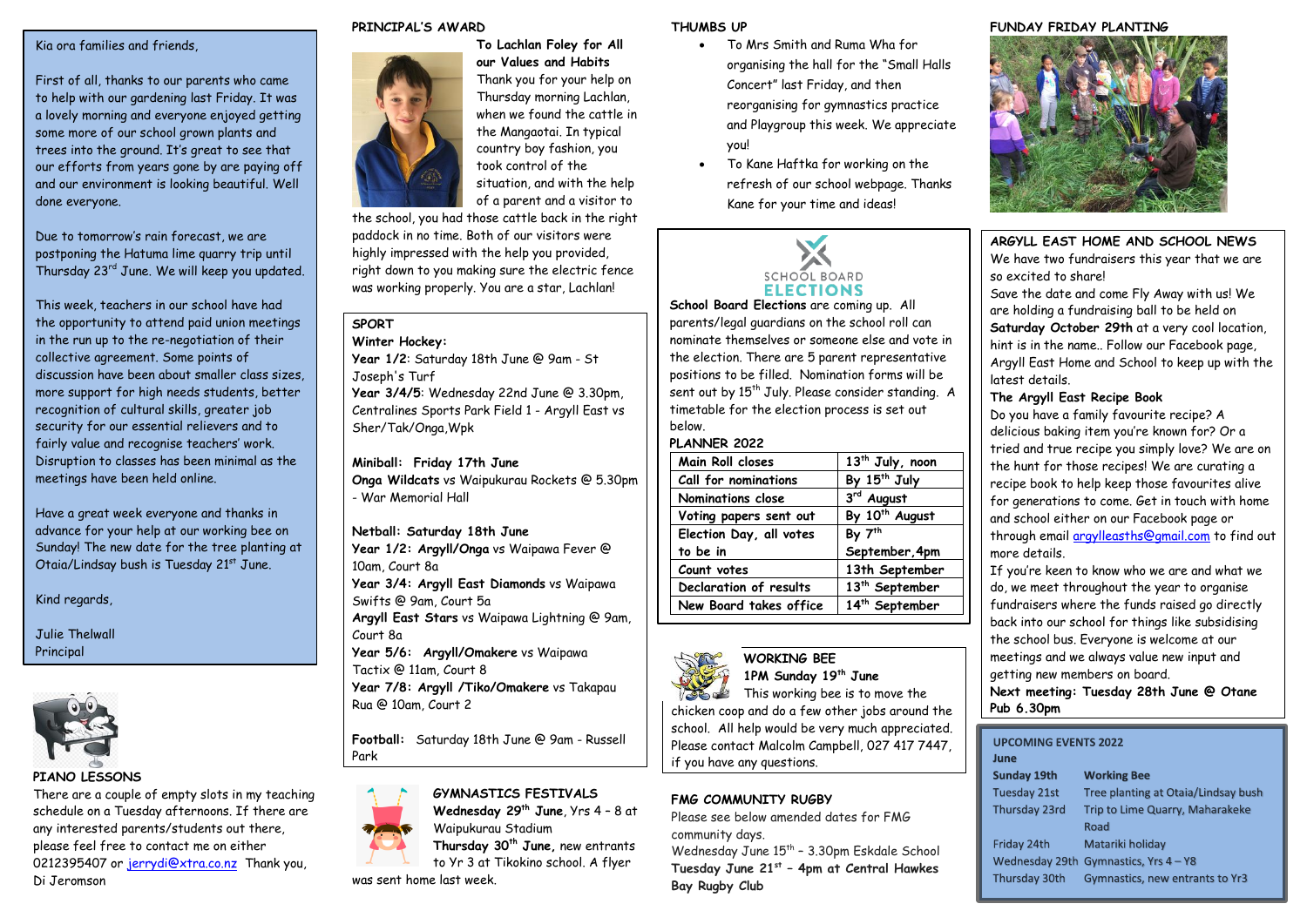Kia ora families and friends,

First of all, thanks to our parents who came to help with our gardening last Friday. It was a lovely morning and everyone enjoyed getting some more of our school grown plants and trees into the ground. It's great to see that our efforts from years gone by are paying off and our environment is looking beautiful. Well done everyone.

Due to tomorrow's rain forecast, we are postponing the Hatuma lime quarry trip until Thursday 23rd June. We will keep you updated.

This week, teachers in our school have had the opportunity to attend paid union meetings in the run up to the re-negotiation of their collective agreement. Some points of discussion have been about smaller class sizes, more support for high needs students, better recognition of cultural skills, greater job security for our essential relievers and to fairly value and recognise teachers' work. Disruption to classes has been minimal as the meetings have been held online.

Have a great week everyone and thanks in advance for your help at our working bee on Sunday! The new date for the tree planting at Otaia/Lindsay bush is Tuesday 21st June.

Kind regards,

Julie Thelwall
Principal

## PIANO LESSONS

There are a couple of empty slots in my teaching schedule on a Tuesday afternoons. If there are any interested parents/students out there, please feel free to contact me on either 0212395407 or jerrydi@xtra.co.nz Thank you, Di Jeromson

## PRINCIPAL'S AWARD

**To Lachlan Foley for All our Values and Habits**

Thank you for your help on Thursday morning Lachlan, when we found the cattle in the Mangaotai. In typical country boy fashion, you took control of the situation, and with the help of a parent and a visitor to the school, you had those cattle back in the right paddock in no time. Both of our visitors were highly impressed with the help you provided, right down to you making sure the electric fence was working properly. You are a star, Lachlan!

## SPORT

**Winter Hockey:**

**Year 1/2**: Saturday 18th June @ 9am - St Joseph's Turf

**Year 3/4/5**: Wednesday 22nd June @ 3.30pm, Centralines Sports Park Field 1 - Argyll East vs Sher/Tak/Onga,Wpk

**Miniball: Friday 17th June**

**Onga Wildcats** vs Waipukurau Rockets @ 5.30pm - War Memorial Hall

**Netball: Saturday 18th June**

**Year 1/2: Argyll/Onga** vs Waipawa Fever @ 10am, Court 8a

**Year 3/4: Argyll East Diamonds** vs Waipawa Swifts @ 9am, Court 5a

**Argyll East Stars** vs Waipawa Lightning @ 9am, Court 8a

**Year 5/6: Argyll/Omakere** vs Waipawa Tactix @ 11am, Court 8

**Year 7/8: Argyll /Tiko/Omakere** vs Takapau Rua @ 10am, Court 2

**Football:** Saturday 18th June @ 9am - Russell Park

## GYMNASTICS FESTIVALS

**Wednesday 29th June**, Yrs 4 – 8 at Waipukurau Stadium

**Thursday 30th June**, new entrants to Yr 3 at Tikokino school. A flyer was sent home last week.

## THUMBS UP

- To Mrs Smith and Ruma Wha for organising the hall for the "Small Halls Concert" last Friday, and then reorganising for gymnastics practice and Playgroup this week. We appreciate you!
- To Kane Haftka for working on the refresh of our school webpage. Thanks Kane for your time and ideas!

## SCHOOL BOARD ELECTIONS

**School Board Elections** are coming up. All parents/legal guardians on the school roll can nominate themselves or someone else and vote in the election. There are 5 parent representative positions to be filled. Nomination forms will be sent out by 15th July. Please consider standing. A timetable for the election process is set out below.

**PLANNER 2022**

| | |
|---|---|
| Main Roll closes | 13th July, noon |
| Call for nominations | By 15th July |
| Nominations close | 3rd August |
| Voting papers sent out | By 10th August |
| Election Day, all votes to be in | By 7th September, 4pm |
| Count votes | 13th September |
| Declaration of results | 13th September |
| New Board takes office | 14th September |

## WORKING BEE

**1PM Sunday 19th June**

This working bee is to move the chicken coop and do a few other jobs around the school. All help would be very much appreciated. Please contact Malcolm Campbell, 027 417 7447, if you have any questions.

## FMG COMMUNITY RUGBY

Please see below amended dates for FMG community days.

Wednesday June 15th – 3.30pm Eskdale School

**Tuesday June 21st – 4pm at Central Hawkes Bay Rugby Club**

## FUNDAY FRIDAY PLANTING

## ARGYLL EAST HOME AND SCHOOL NEWS

We have two fundraisers this year that we are so excited to share!

Save the date and come Fly Away with us! We are holding a fundraising ball to be held on **Saturday October 29th** at a very cool location, hint is in the name.. Follow our Facebook page, Argyll East Home and School to keep up with the latest details.

**The Argyll East Recipe Book**

Do you have a family favourite recipe? A delicious baking item you're known for? Or a tried and true recipe you simply love? We are on the hunt for those recipes! We are curating a recipe book to help keep those favourites alive for generations to come. Get in touch with home and school either on our Facebook page or through email argylleasths@gmail.com to find out more details.

If you're keen to know who we are and what we do, we meet throughout the year to organise fundraisers where the funds raised go directly back into our school for things like subsidising the school bus. Everyone is welcome at our meetings and we always value new input and getting new members on board.

**Next meeting: Tuesday 28th June @ Otane Pub 6.30pm**

## UPCOMING EVENTS 2022

**June**

| | |
|---|---|
| **Sunday 19th** | **Working Bee** |
| Tuesday 21st | Tree planting at Otaia/Lindsay bush |
| Thursday 23rd | Trip to Lime Quarry, Maharakeke Road |
| Friday 24th | Matariki holiday |
| Wednesday 29th | Gymnastics, Yrs 4 – Y8 |
| Thursday 30th | Gymnastics, new entrants to Yr3 |